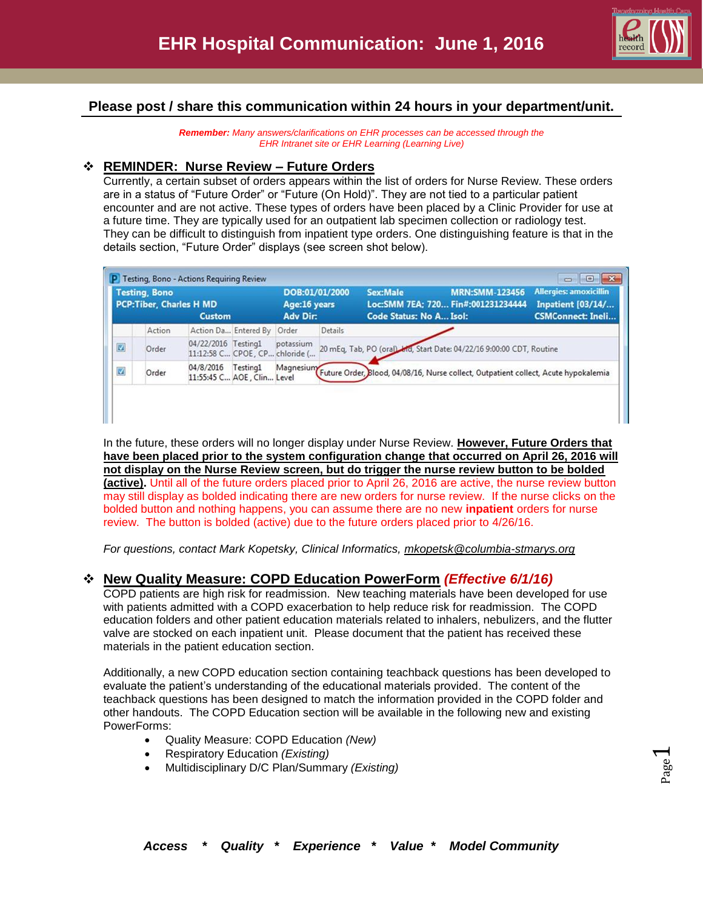# EHR Hospital Communication: June 1, 2016

**Please post / share this communication within 24 hours in your department/unit.**

***Remember:*** *Many answers/clarifications on EHR processes can be accessed through the EHR Intranet site or EHR Learning (Learning Live)*

## ❖ REMINDER: Nurse Review – Future Orders

Currently, a certain subset of orders appears within the list of orders for Nurse Review. These orders are in a status of "Future Order" or "Future (On Hold)". They are not tied to a particular patient encounter and are not active. These types of orders have been placed by a Clinic Provider for use at a future time. They are typically used for an outpatient lab specimen collection or radiology test. They can be difficult to distinguish from inpatient type orders. One distinguishing feature is that in the details section, "Future Order" displays (see screen shot below).

Testing, Bono - Actions Requiring Review

Testing, Bono | DOB:01/01/2000 | Sex:Male | MRN:SMM-123456 | Allergies: amoxicillin
PCP:Tiber, Charles H MD | Age:16 years | Loc:SMM 7EA; 720... | Fin#:001231234444 | Inpatient [03/14/...
Custom | Adv Dir: | Code Status: No A... | Isol: | CSMConnect: Ineli...

| | Action | Action Da... | Entered By | Order | Details |
|---|---|---|---|---|---|
| ☑ | Order | 04/22/2016 11:12:58 C... | Testing1 CPOE, CP... | potassium chloride (... | 20 mEq, Tab, PO (oral), bid, Start Date: 04/22/16 9:00:00 CDT, Routine |
| ☑ | Order | 04/8/2016 11:55:45 C... | Testing1 AOE, Clin... | Magnesium Level | Future Order, Blood, 04/08/16, Nurse collect, Outpatient collect, Acute hypokalemia |

In the future, these orders will no longer display under Nurse Review. **However, Future Orders that have been placed prior to the system configuration change that occurred on April 26, 2016 will not display on the Nurse Review screen, but do trigger the nurse review button to be bolded (active).** Until all of the future orders placed prior to April 26, 2016 are active, the nurse review button may still display as bolded indicating there are new orders for nurse review. If the nurse clicks on the bolded button and nothing happens, you can assume there are no new **inpatient** orders for nurse review. The button is bolded (active) due to the future orders placed prior to 4/26/16.

*For questions, contact Mark Kopetsky, Clinical Informatics, mkopetsk@columbia-stmarys.org*

## ❖ New Quality Measure: COPD Education PowerForm *(Effective 6/1/16)*

COPD patients are high risk for readmission. New teaching materials have been developed for use with patients admitted with a COPD exacerbation to help reduce risk for readmission. The COPD education folders and other patient education materials related to inhalers, nebulizers, and the flutter valve are stocked on each inpatient unit. Please document that the patient has received these materials in the patient education section.

Additionally, a new COPD education section containing teachback questions has been developed to evaluate the patient's understanding of the educational materials provided. The content of the teachback questions has been designed to match the information provided in the COPD folder and other handouts. The COPD Education section will be available in the following new and existing PowerForms:

- Quality Measure: COPD Education *(New)*
- Respiratory Education *(Existing)*
- Multidisciplinary D/C Plan/Summary *(Existing)*

***Access * Quality * Experience * Value * Model Community***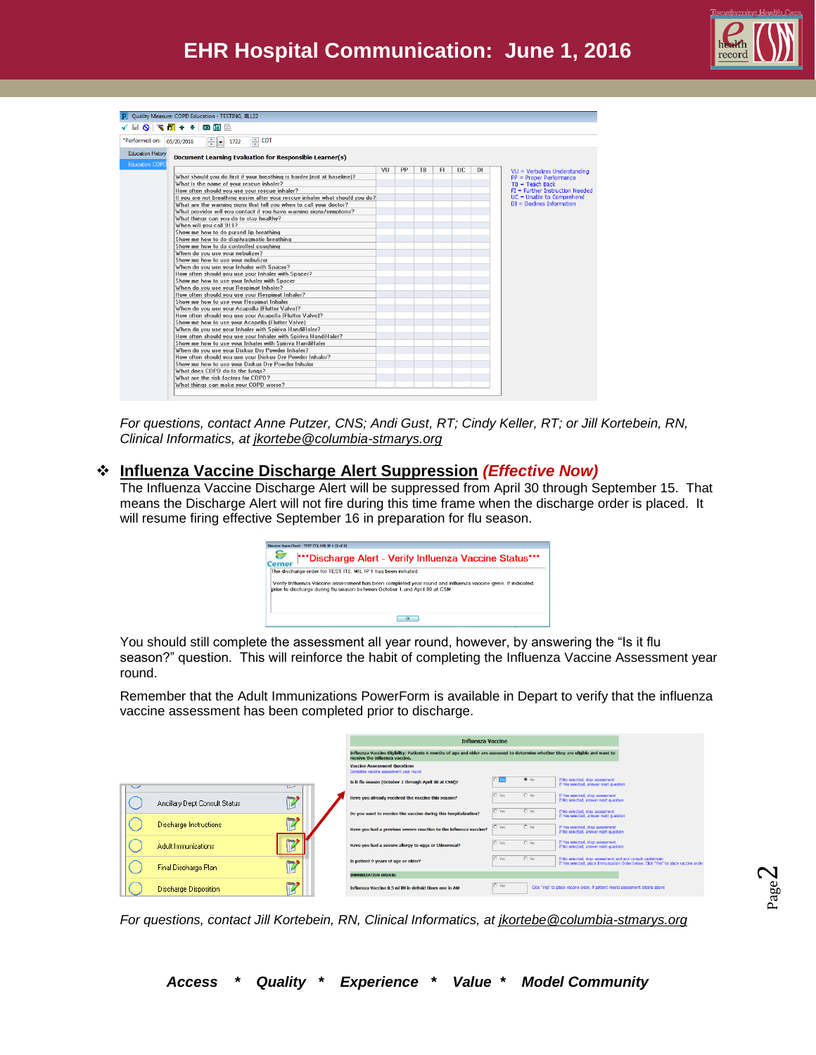For questions, contact Anne Putzer, CNS; Andi Gust, RT; Cindy Keller, RT; or Jill Kortebein, RN, Clinical Informatics, at jkortebe@columbia-stmarys.org

❖ **Influenza Vaccine Discharge Alert Suppression** ***(Effective Now)***

The Influenza Vaccine Discharge Alert will be suppressed from April 30 through September 15. That means the Discharge Alert will not fire during this time frame when the discharge order is placed. It will resume firing effective September 16 in preparation for flu season.

You should still complete the assessment all year round, however, by answering the "Is it flu season?" question. This will reinforce the habit of completing the Influenza Vaccine Assessment year round.

Remember that the Adult Immunizations PowerForm is available in Depart to verify that the influenza vaccine assessment has been completed prior to discharge.

For questions, contact Jill Kortebein, RN, Clinical Informatics, at jkortebe@columbia-stmarys.org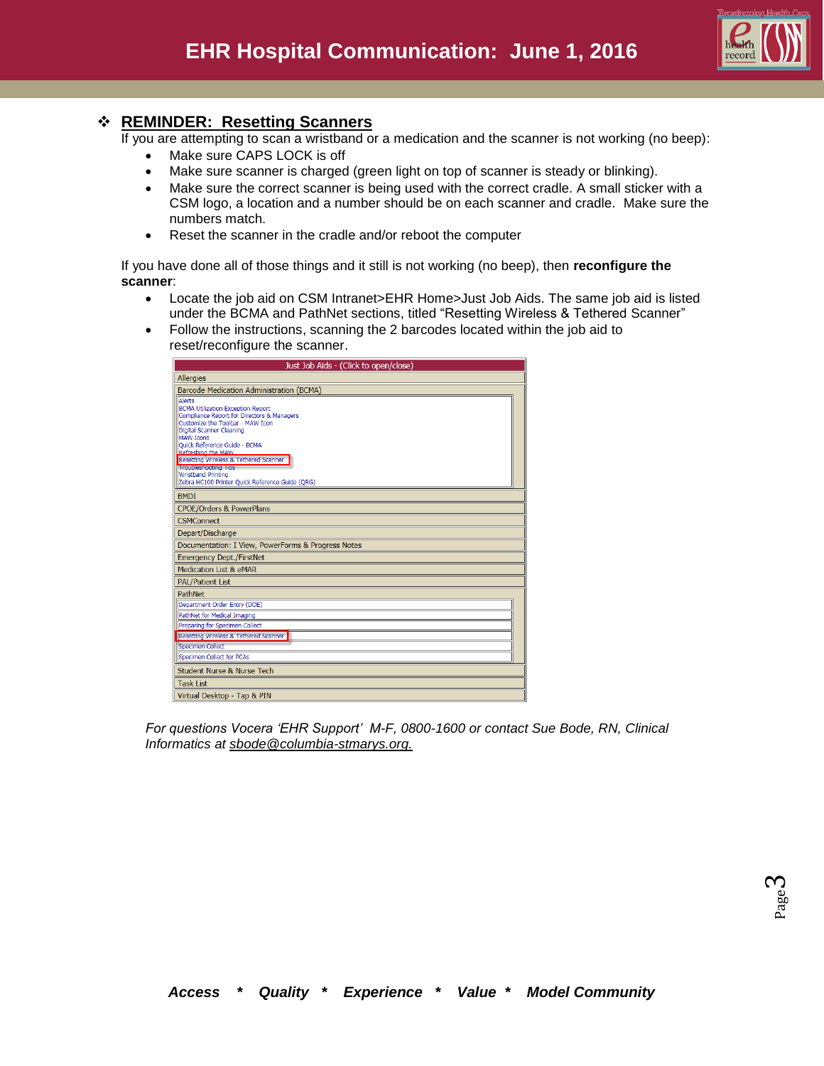# EHR Hospital Communication: June 1, 2016

## ❖ REMINDER: Resetting Scanners

If you are attempting to scan a wristband or a medication and the scanner is not working (no beep):

- Make sure CAPS LOCK is off
- Make sure scanner is charged (green light on top of scanner is steady or blinking).
- Make sure the correct scanner is being used with the correct cradle. A small sticker with a CSM logo, a location and a number should be on each scanner and cradle. Make sure the numbers match.
- Reset the scanner in the cradle and/or reboot the computer

If you have done all of those things and it still is not working (no beep), then **reconfigure the scanner**:

- Locate the job aid on CSM Intranet>EHR Home>Just Job Aids. The same job aid is listed under the BCMA and PathNet sections, titled "Resetting Wireless & Tethered Scanner"
- Follow the instructions, scanning the 2 barcodes located within the job aid to reset/reconfigure the scanner.

Just Job Aids - (Click to open/close)

Allergies

Barcode Medication Administration (BCMA)

- Alerts
- BCMA Utilization Exception Report
- Compliance Report for Directors & Managers
- Customize the Toolbar - MAW Icon
- Digital Scanner Cleaning
- MAW Icons
- Quick Reference Guide - BCMA
- Refreshing the MAW
- Resetting Wireless & Tethered Scanner
- Troubleshooting Tips
- Wristband Printing
- Zebra HC100 Printer Quick Reference Guide (QRG)

BMDI

CPOE/Orders & PowerPlans

CSMConnect

Depart/Discharge

Documentation: I View, PowerForms & Progress Notes

Emergency Dept./FirstNet

Medication List & eMAR

PAL/Patient List

PathNet

- Department Order Entry (DOE)
- PathNet for Medical Imaging
- Preparing for Specimen Collect
- Resetting Wireless & Tethered Scanner
- Specimen Collect
- Specimen Collect for PCAs

Student Nurse & Nurse Tech

Task List

Virtual Desktop - Tap & PIN

*For questions Vocera 'EHR Support' M-F, 0800-1600 or contact Sue Bode, RN, Clinical Informatics at sbode@columbia-stmarys.org.*

***Access * Quality * Experience * Value * Model Community***